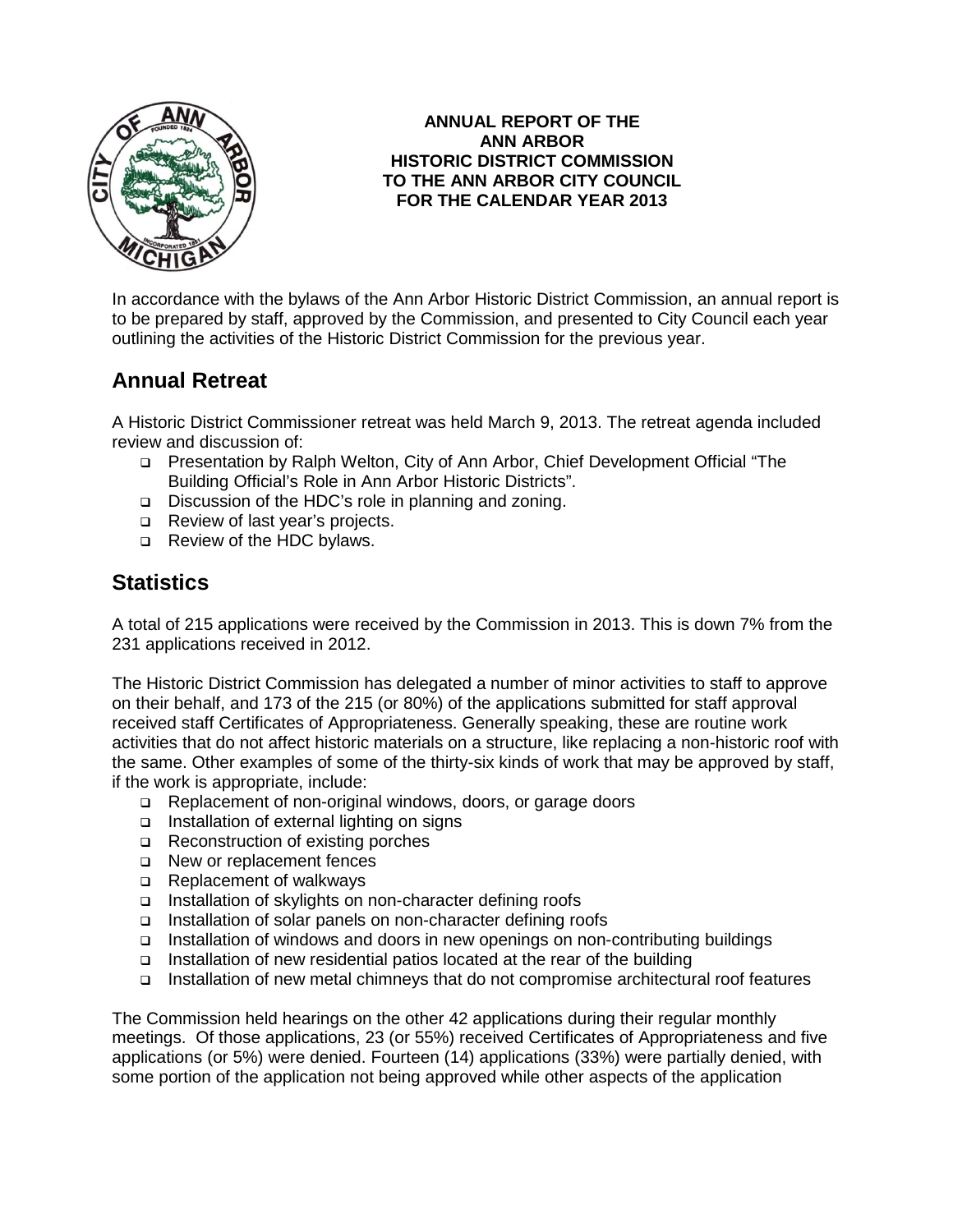# ANNUAL REPORT OF THE ANN ARBOR HISTORIC DISTRICT COMMISSION TO THE ANN ARBOR CITY COUNCIL FOR THE CALENDAR YEAR 2013

In accordance with the bylaws of the Ann Arbor Historic District Commission, an annual report is to be prepared by staff, approved by the Commission, and presented to City Council each year outlining the activities of the Historic District Commission for the previous year.

## Annual Retreat

A Historic District Commissioner retreat was held March 9, 2013. The retreat agenda included review and discussion of:

- Presentation by Ralph Welton, City of Ann Arbor, Chief Development Official "The Building Official's Role in Ann Arbor Historic Districts".
- Discussion of the HDC's role in planning and zoning.
- Review of last year's projects.
- Review of the HDC bylaws.

## Statistics

A total of 215 applications were received by the Commission in 2013. This is down 7% from the 231 applications received in 2012.

The Historic District Commission has delegated a number of minor activities to staff to approve on their behalf, and 173 of the 215 (or 80%) of the applications submitted for staff approval received staff Certificates of Appropriateness. Generally speaking, these are routine work activities that do not affect historic materials on a structure, like replacing a non-historic roof with the same. Other examples of some of the thirty-six kinds of work that may be approved by staff, if the work is appropriate, include:

- Replacement of non-original windows, doors, or garage doors
- Installation of external lighting on signs
- Reconstruction of existing porches
- New or replacement fences
- Replacement of walkways
- Installation of skylights on non-character defining roofs
- Installation of solar panels on non-character defining roofs
- Installation of windows and doors in new openings on non-contributing buildings
- Installation of new residential patios located at the rear of the building
- Installation of new metal chimneys that do not compromise architectural roof features

The Commission held hearings on the other 42 applications during their regular monthly meetings. Of those applications, 23 (or 55%) received Certificates of Appropriateness and five applications (or 5%) were denied. Fourteen (14) applications (33%) were partially denied, with some portion of the application not being approved while other aspects of the application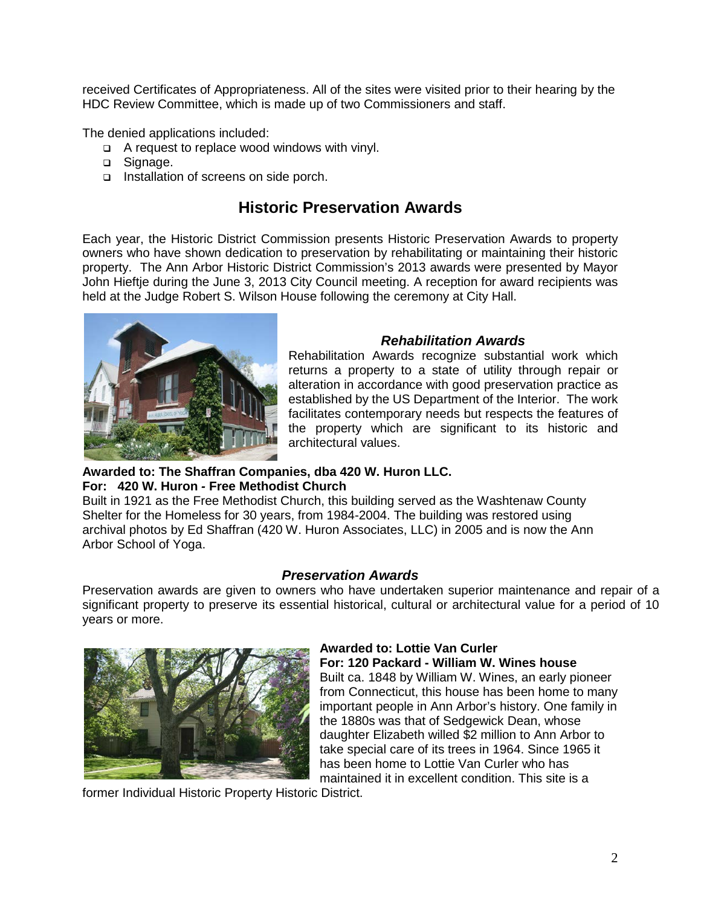received Certificates of Appropriateness. All of the sites were visited prior to their hearing by the HDC Review Committee, which is made up of two Commissioners and staff.

The denied applications included:

- A request to replace wood windows with vinyl.
- Signage.
- Installation of screens on side porch.

## Historic Preservation Awards

Each year, the Historic District Commission presents Historic Preservation Awards to property owners who have shown dedication to preservation by rehabilitating or maintaining their historic property. The Ann Arbor Historic District Commission's 2013 awards were presented by Mayor John Hieftje during the June 3, 2013 City Council meeting. A reception for award recipients was held at the Judge Robert S. Wilson House following the ceremony at City Hall.

### *Rehabilitation Awards*

Rehabilitation Awards recognize substantial work which returns a property to a state of utility through repair or alteration in accordance with good preservation practice as established by the US Department of the Interior. The work facilitates contemporary needs but respects the features of the property which are significant to its historic and architectural values.

**Awarded to: The Shaffran Companies, dba 420 W. Huron LLC.**
**For: 420 W. Huron - Free Methodist Church**

Built in 1921 as the Free Methodist Church, this building served as the Washtenaw County Shelter for the Homeless for 30 years, from 1984-2004. The building was restored using archival photos by Ed Shaffran (420 W. Huron Associates, LLC) in 2005 and is now the Ann Arbor School of Yoga.

### *Preservation Awards*

Preservation awards are given to owners who have undertaken superior maintenance and repair of a significant property to preserve its essential historical, cultural or architectural value for a period of 10 years or more.

**Awarded to: Lottie Van Curler**
**For: 120 Packard - William W. Wines house**

Built ca. 1848 by William W. Wines, an early pioneer from Connecticut, this house has been home to many important people in Ann Arbor's history. One family in the 1880s was that of Sedgewick Dean, whose daughter Elizabeth willed $2 million to Ann Arbor to take special care of its trees in 1964. Since 1965 it has been home to Lottie Van Curler who has maintained it in excellent condition. This site is a former Individual Historic Property Historic District.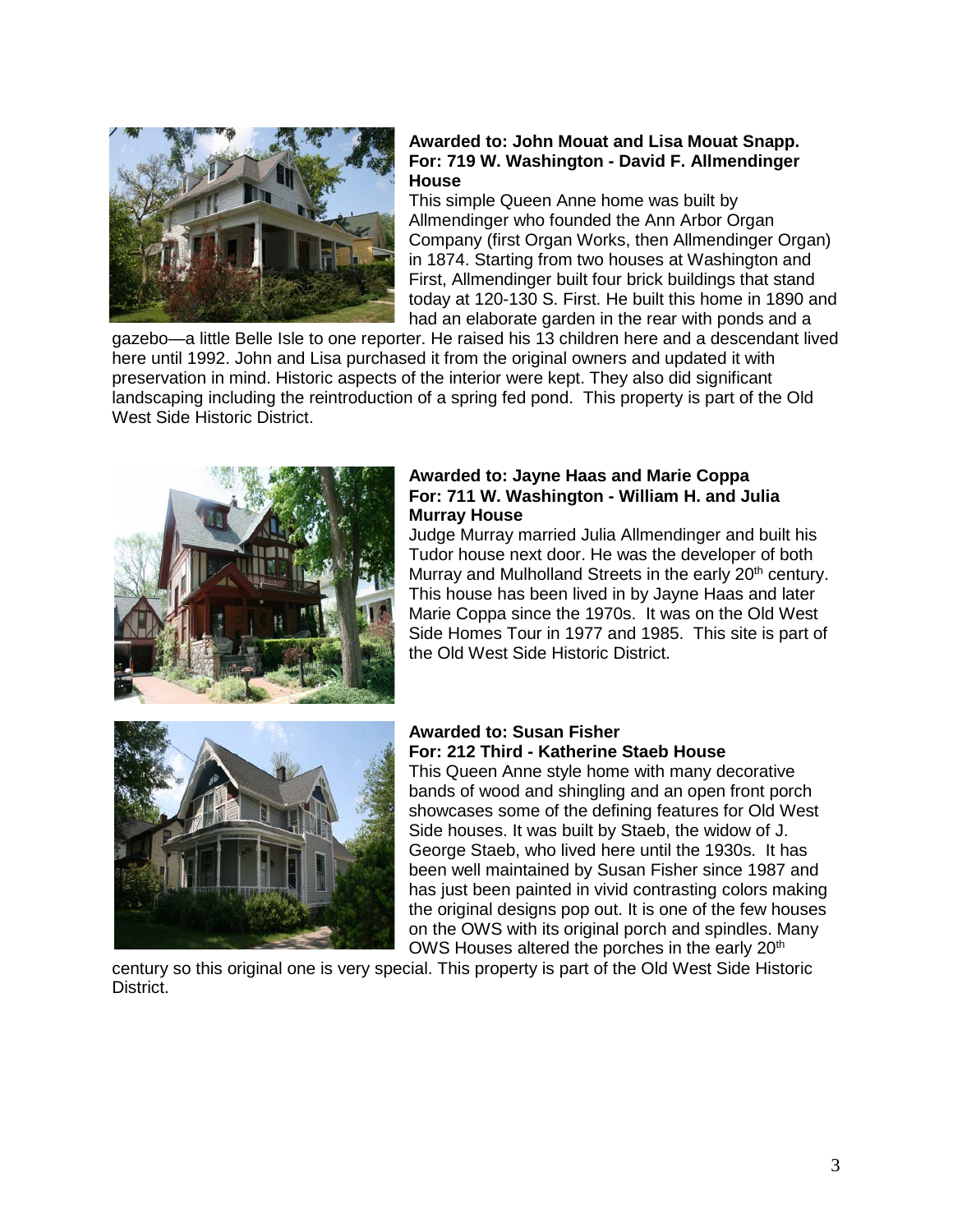**Awarded to: John Mouat and Lisa Mouat Snapp.**
**For: 719 W. Washington - David F. Allmendinger House**

This simple Queen Anne home was built by Allmendinger who founded the Ann Arbor Organ Company (first Organ Works, then Allmendinger Organ) in 1874. Starting from two houses at Washington and First, Allmendinger built four brick buildings that stand today at 120-130 S. First. He built this home in 1890 and had an elaborate garden in the rear with ponds and a gazebo—a little Belle Isle to one reporter. He raised his 13 children here and a descendant lived here until 1992. John and Lisa purchased it from the original owners and updated it with preservation in mind. Historic aspects of the interior were kept. They also did significant landscaping including the reintroduction of a spring fed pond. This property is part of the Old West Side Historic District.

**Awarded to: Jayne Haas and Marie Coppa**
**For: 711 W. Washington - William H. and Julia Murray House**

Judge Murray married Julia Allmendinger and built his Tudor house next door. He was the developer of both Murray and Mulholland Streets in the early 20th century. This house has been lived in by Jayne Haas and later Marie Coppa since the 1970s. It was on the Old West Side Homes Tour in 1977 and 1985. This site is part of the Old West Side Historic District.

**Awarded to: Susan Fisher**
**For: 212 Third - Katherine Staeb House**

This Queen Anne style home with many decorative bands of wood and shingling and an open front porch showcases some of the defining features for Old West Side houses. It was built by Staeb, the widow of J. George Staeb, who lived here until the 1930s. It has been well maintained by Susan Fisher since 1987 and has just been painted in vivid contrasting colors making the original designs pop out. It is one of the few houses on the OWS with its original porch and spindles. Many OWS Houses altered the porches in the early 20th century so this original one is very special. This property is part of the Old West Side Historic District.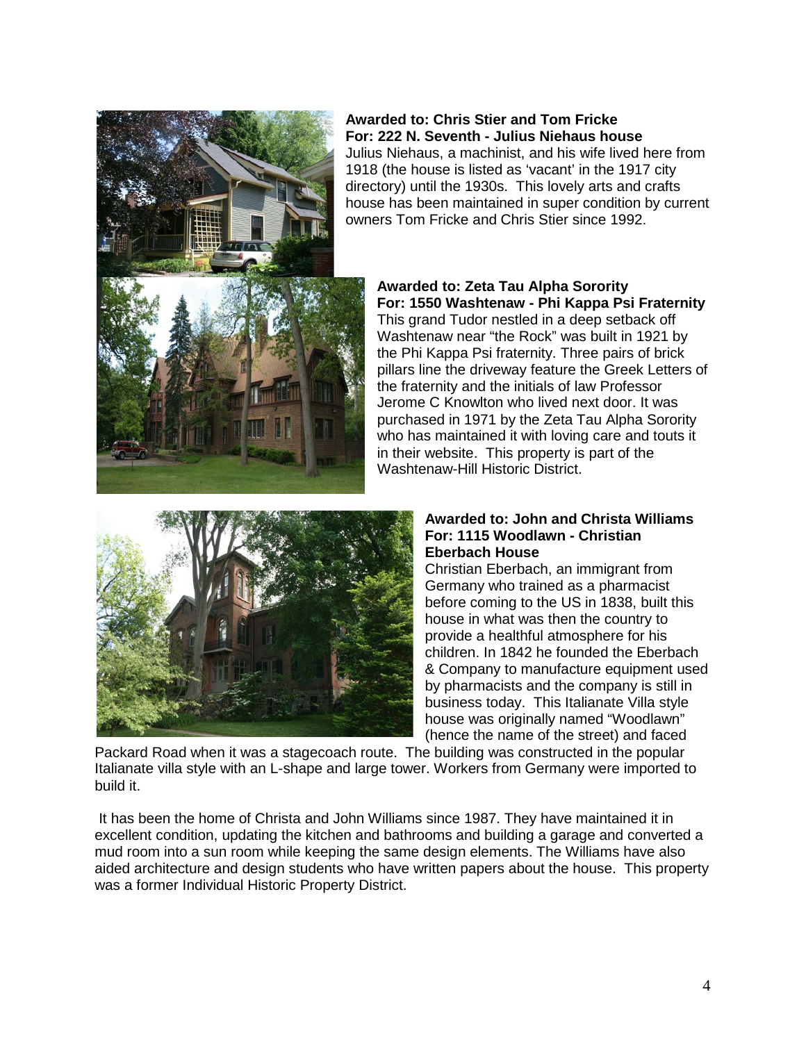**Awarded to: Chris Stier and Tom Fricke**
**For: 222 N. Seventh - Julius Niehaus house**
Julius Niehaus, a machinist, and his wife lived here from 1918 (the house is listed as 'vacant' in the 1917 city directory) until the 1930s. This lovely arts and crafts house has been maintained in super condition by current owners Tom Fricke and Chris Stier since 1992.

**Awarded to: Zeta Tau Alpha Sorority**
**For: 1550 Washtenaw - Phi Kappa Psi Fraternity**
This grand Tudor nestled in a deep setback off Washtenaw near "the Rock" was built in 1921 by the Phi Kappa Psi fraternity. Three pairs of brick pillars line the driveway feature the Greek Letters of the fraternity and the initials of law Professor Jerome C Knowlton who lived next door. It was purchased in 1971 by the Zeta Tau Alpha Sorority who has maintained it with loving care and touts it in their website. This property is part of the Washtenaw-Hill Historic District.

**Awarded to: John and Christa Williams**
**For: 1115 Woodlawn - Christian Eberbach House**
Christian Eberbach, an immigrant from Germany who trained as a pharmacist before coming to the US in 1838, built this house in what was then the country to provide a healthful atmosphere for his children. In 1842 he founded the Eberbach & Company to manufacture equipment used by pharmacists and the company is still in business today. This Italianate Villa style house was originally named "Woodlawn" (hence the name of the street) and faced Packard Road when it was a stagecoach route. The building was constructed in the popular Italianate villa style with an L-shape and large tower. Workers from Germany were imported to build it.

It has been the home of Christa and John Williams since 1987. They have maintained it in excellent condition, updating the kitchen and bathrooms and building a garage and converted a mud room into a sun room while keeping the same design elements. The Williams have also aided architecture and design students who have written papers about the house. This property was a former Individual Historic Property District.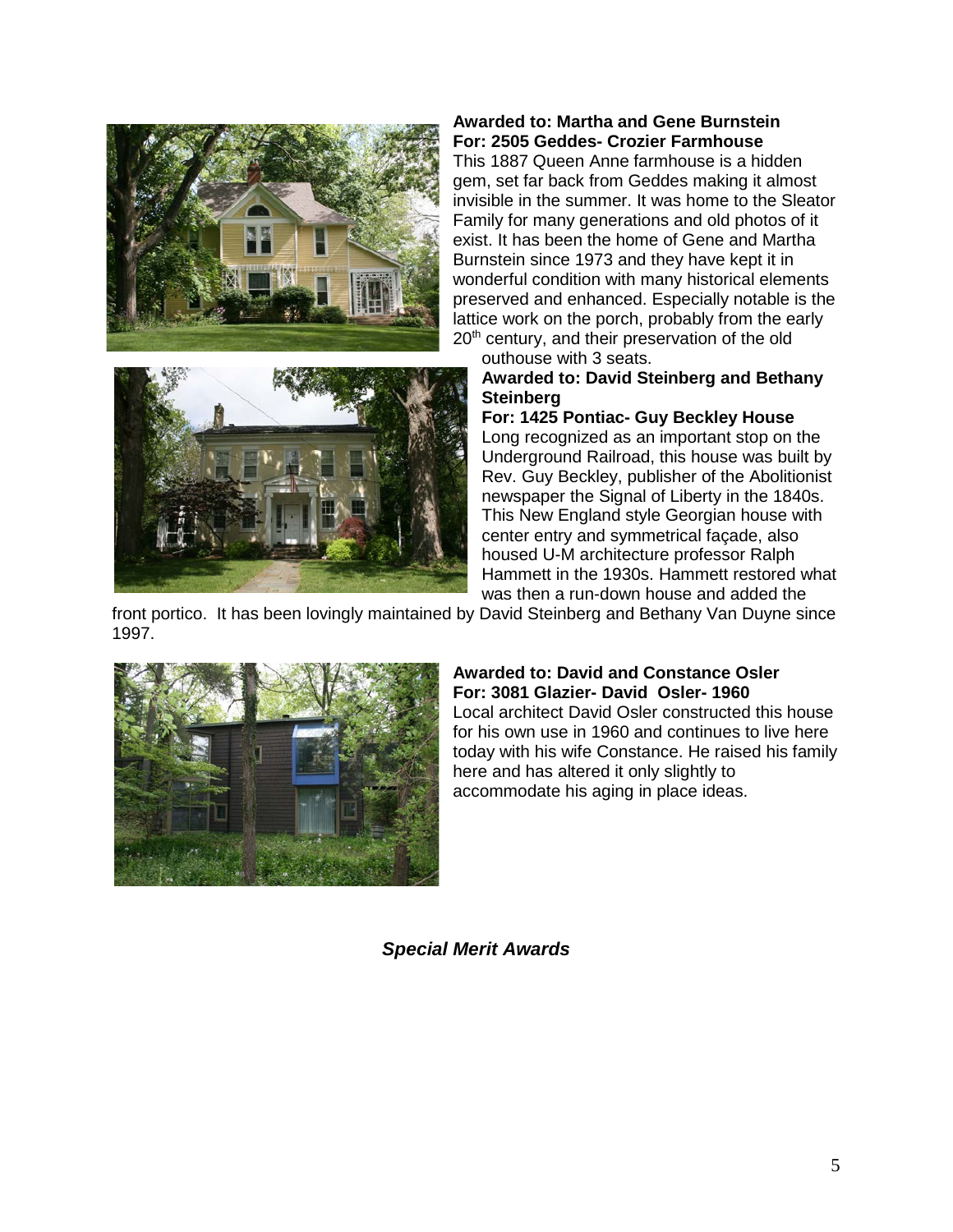**Awarded to: Martha and Gene Burnstein**
**For: 2505 Geddes- Crozier Farmhouse**

This 1887 Queen Anne farmhouse is a hidden gem, set far back from Geddes making it almost invisible in the summer. It was home to the Sleator Family for many generations and old photos of it exist. It has been the home of Gene and Martha Burnstein since 1973 and they have kept it in wonderful condition with many historical elements preserved and enhanced. Especially notable is the lattice work on the porch, probably from the early 20th century, and their preservation of the old outhouse with 3 seats.

**Awarded to: David Steinberg and Bethany Steinberg**
**For: 1425 Pontiac- Guy Beckley House**

Long recognized as an important stop on the Underground Railroad, this house was built by Rev. Guy Beckley, publisher of the Abolitionist newspaper the Signal of Liberty in the 1840s. This New England style Georgian house with center entry and symmetrical façade, also housed U-M architecture professor Ralph Hammett in the 1930s. Hammett restored what was then a run-down house and added the front portico. It has been lovingly maintained by David Steinberg and Bethany Van Duyne since 1997.

**Awarded to: David and Constance Osler**
**For: 3081 Glazier- David Osler- 1960**

Local architect David Osler constructed this house for his own use in 1960 and continues to live here today with his wife Constance. He raised his family here and has altered it only slightly to accommodate his aging in place ideas.

## *Special Merit Awards*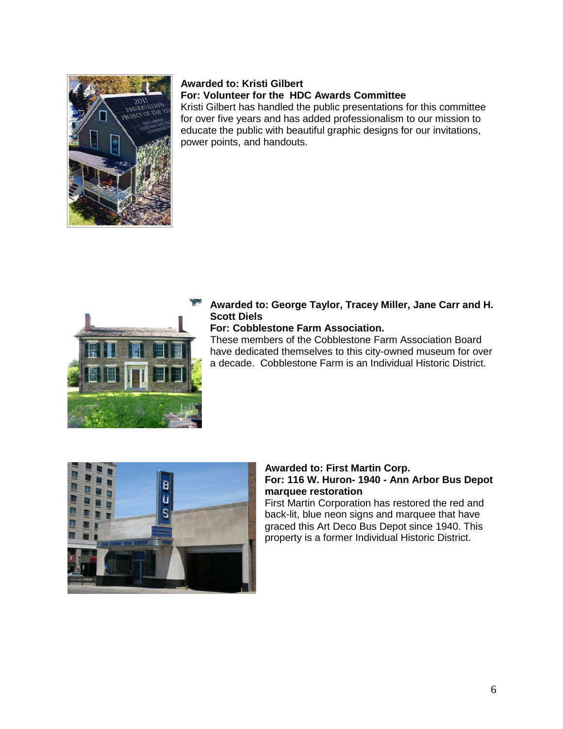**Awarded to: Kristi Gilbert**
**For: Volunteer for the HDC Awards Committee**
Kristi Gilbert has handled the public presentations for this committee for over five years and has added professionalism to our mission to educate the public with beautiful graphic designs for our invitations, power points, and handouts.

**Awarded to: George Taylor, Tracey Miller, Jane Carr and H. Scott Diels**
**For: Cobblestone Farm Association.**
These members of the Cobblestone Farm Association Board have dedicated themselves to this city-owned museum for over a decade. Cobblestone Farm is an Individual Historic District.

**Awarded to: First Martin Corp.**
**For: 116 W. Huron- 1940 - Ann Arbor Bus Depot marquee restoration**
First Martin Corporation has restored the red and back-lit, blue neon signs and marquee that have graced this Art Deco Bus Depot since 1940. This property is a former Individual Historic District.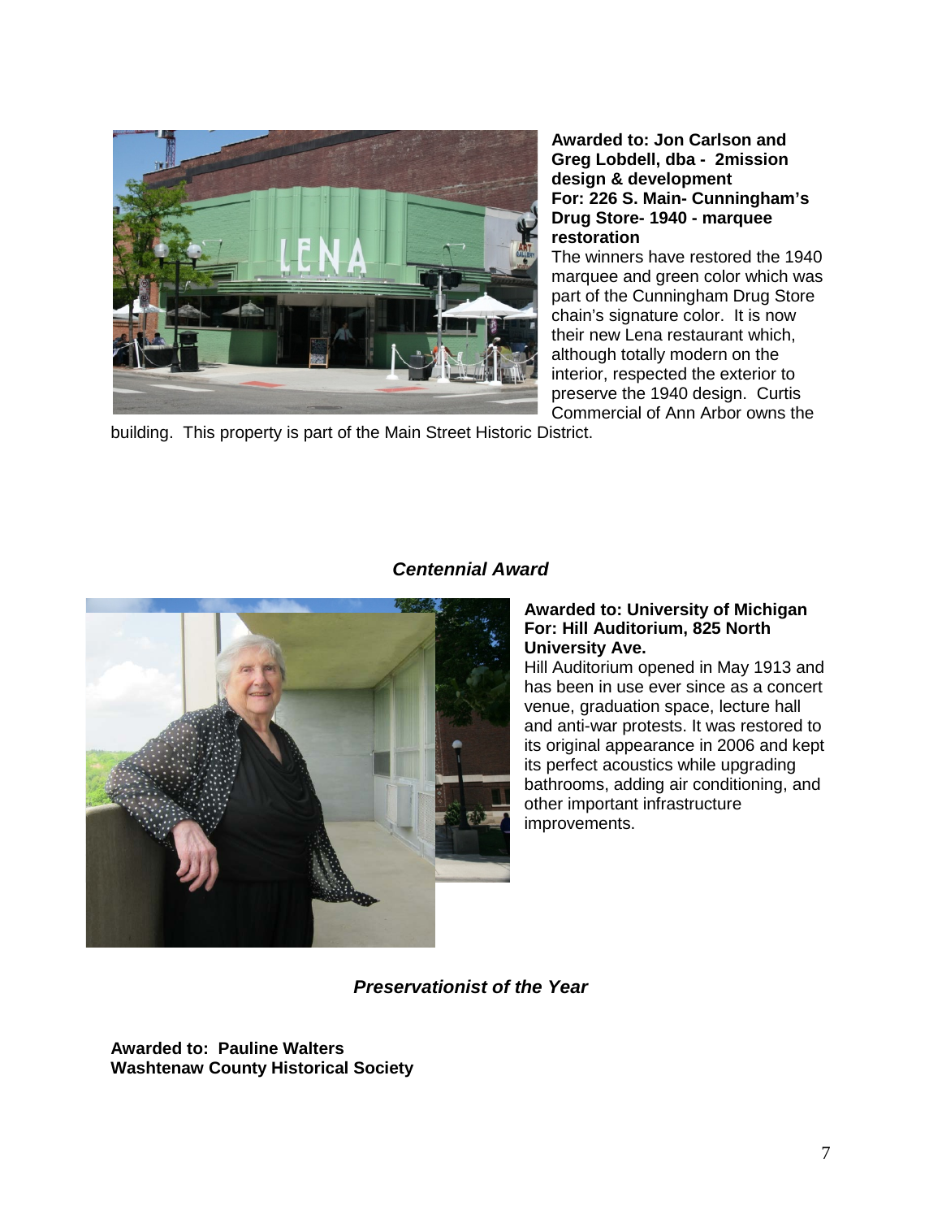**Awarded to: Jon Carlson and Greg Lobdell, dba - 2mission design & development**
**For: 226 S. Main- Cunningham's Drug Store- 1940 - marquee restoration**

The winners have restored the 1940 marquee and green color which was part of the Cunningham Drug Store chain's signature color. It is now their new Lena restaurant which, although totally modern on the interior, respected the exterior to preserve the 1940 design. Curtis Commercial of Ann Arbor owns the building. This property is part of the Main Street Historic District.

### *Centennial Award*

**Awarded to: University of Michigan**
**For: Hill Auditorium, 825 North University Ave.**

Hill Auditorium opened in May 1913 and has been in use ever since as a concert venue, graduation space, lecture hall and anti-war protests. It was restored to its original appearance in 2006 and kept its perfect acoustics while upgrading bathrooms, adding air conditioning, and other important infrastructure improvements.

### *Preservationist of the Year*

**Awarded to: Pauline Walters**
**Washtenaw County Historical Society**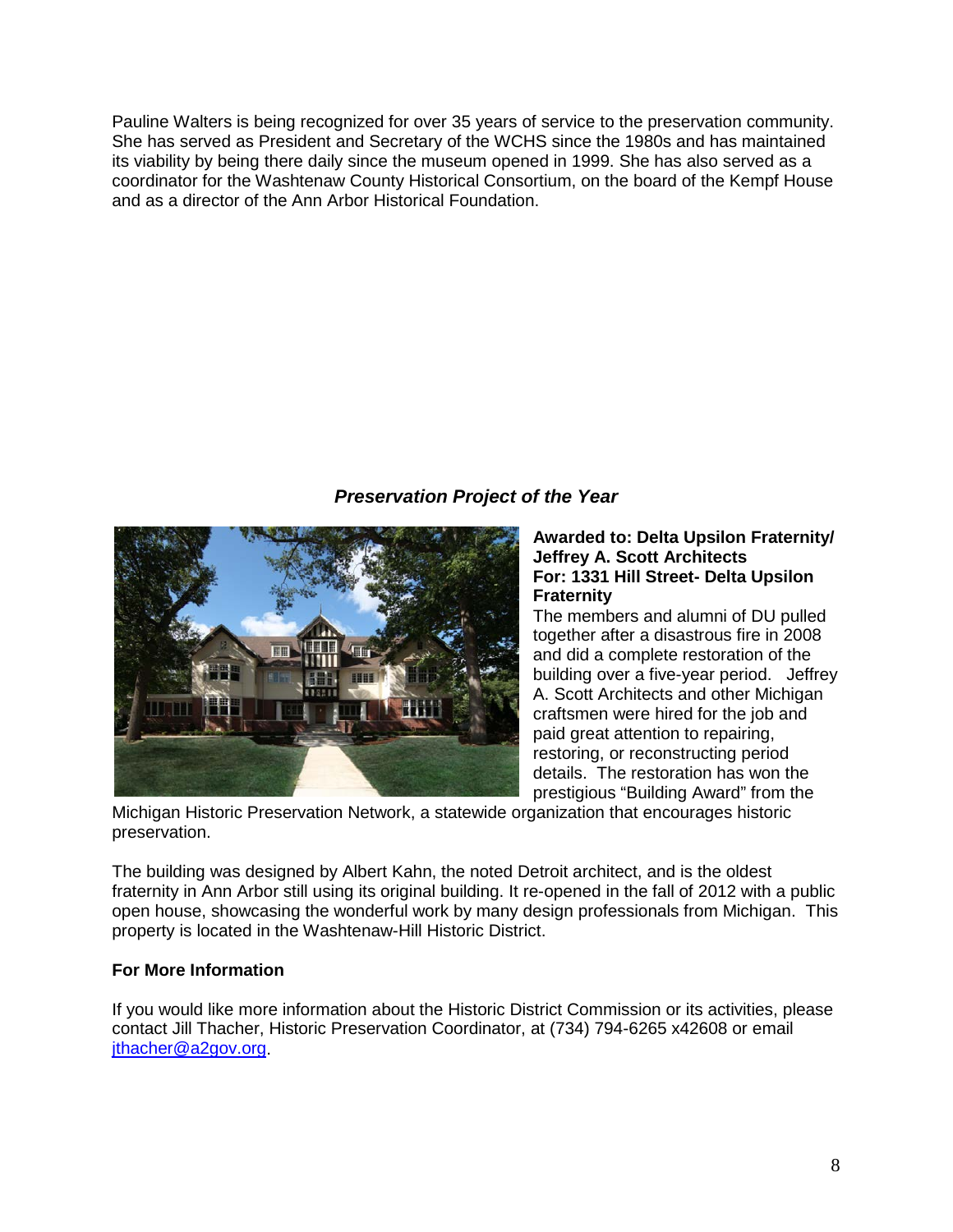Pauline Walters is being recognized for over 35 years of service to the preservation community. She has served as President and Secretary of the WCHS since the 1980s and has maintained its viability by being there daily since the museum opened in 1999. She has also served as a coordinator for the Washtenaw County Historical Consortium, on the board of the Kempf House and as a director of the Ann Arbor Historical Foundation.

### *Preservation Project of the Year*

**Awarded to: Delta Upsilon Fraternity/ Jeffrey A. Scott Architects**
**For: 1331 Hill Street- Delta Upsilon Fraternity**

The members and alumni of DU pulled together after a disastrous fire in 2008 and did a complete restoration of the building over a five-year period. Jeffrey A. Scott Architects and other Michigan craftsmen were hired for the job and paid great attention to repairing, restoring, or reconstructing period details. The restoration has won the prestigious "Building Award" from the Michigan Historic Preservation Network, a statewide organization that encourages historic preservation.

The building was designed by Albert Kahn, the noted Detroit architect, and is the oldest fraternity in Ann Arbor still using its original building. It re-opened in the fall of 2012 with a public open house, showcasing the wonderful work by many design professionals from Michigan. This property is located in the Washtenaw-Hill Historic District.

**For More Information**

If you would like more information about the Historic District Commission or its activities, please contact Jill Thacher, Historic Preservation Coordinator, at (734) 794-6265 x42608 or email jthacher@a2gov.org.